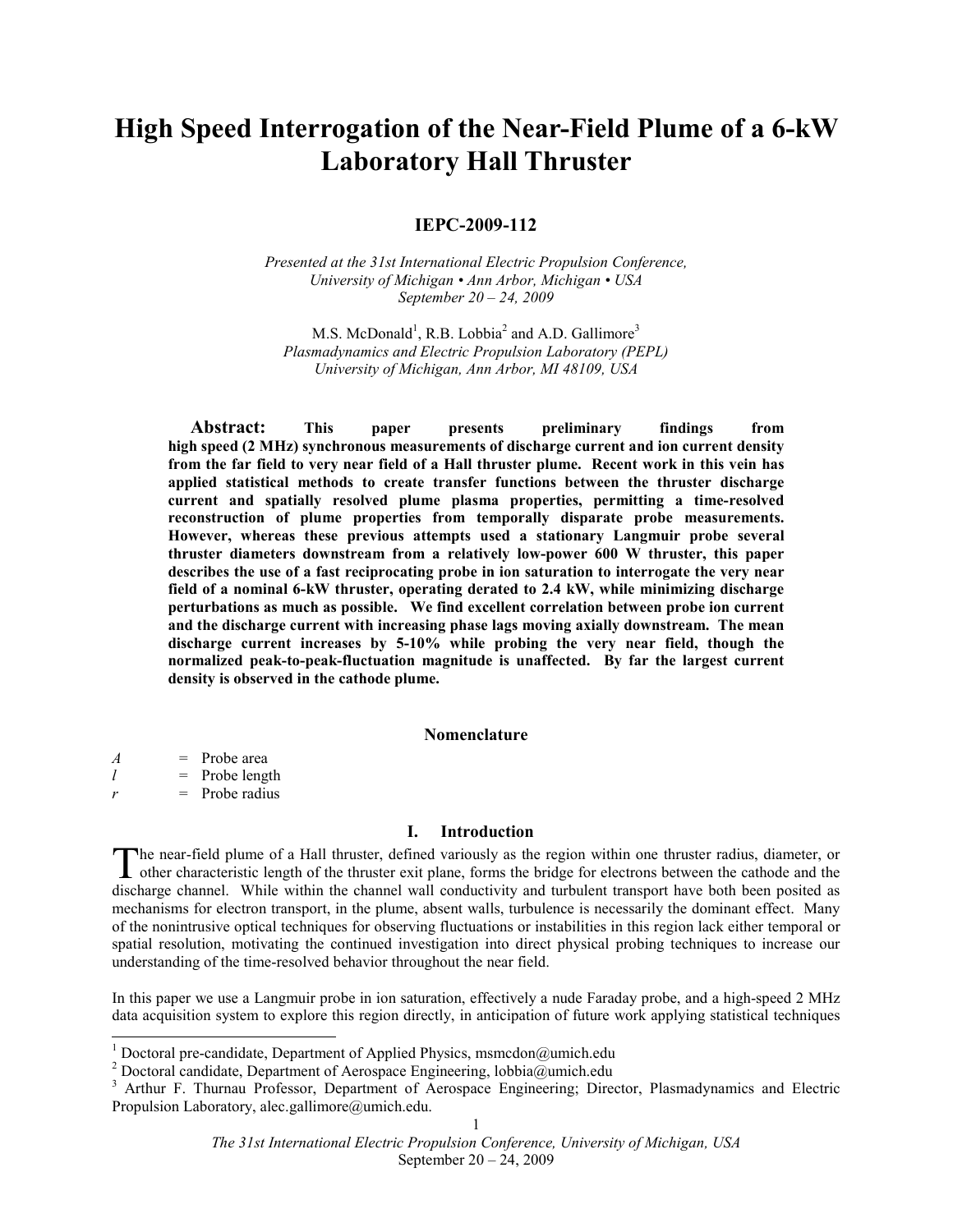# High Speed Interrogation of the Near-Field Plume of a 6-kW Laboratory Hall Thruster

**IEPC-2009-112**

*Presented at the 31st International Electric Propulsion Conference, University of Michigan • Ann Arbor, Michigan • USA September 20 – 24, 2009*

M.S. McDonald[1], R.B. Lobbia[2] and A.D. Gallimore[3]
*Plasmadynamics and Electric Propulsion Laboratory (PEPL)*
*University of Michigan, Ann Arbor, MI 48109, USA*

**Abstract: This paper presents preliminary findings from high speed (2 MHz) synchronous measurements of discharge current and ion current density from the far field to very near field of a Hall thruster plume. Recent work in this vein has applied statistical methods to create transfer functions between the thruster discharge current and spatially resolved plume plasma properties, permitting a time-resolved reconstruction of plume properties from temporally disparate probe measurements. However, whereas these previous attempts used a stationary Langmuir probe several thruster diameters downstream from a relatively low-power 600 W thruster, this paper describes the use of a fast reciprocating probe in ion saturation to interrogate the very near field of a nominal 6-kW thruster, operating derated to 2.4 kW, while minimizing discharge perturbations as much as possible. We find excellent correlation between probe ion current and the discharge current with increasing phase lags moving axially downstream. The mean discharge current increases by 5-10% while probing the very near field, though the normalized peak-to-peak-fluctuation magnitude is unaffected. By far the largest current density is observed in the cathode plume.**

## Nomenclature

| | | |
|---|---|---|
| $A$ | = | Probe area |
| $l$ | = | Probe length |
| $r$ | = | Probe radius |

## I. Introduction

The near-field plume of a Hall thruster, defined variously as the region within one thruster radius, diameter, or other characteristic length of the thruster exit plane, forms the bridge for electrons between the cathode and the discharge channel. While within the channel wall conductivity and turbulent transport have both been posited as mechanisms for electron transport, in the plume, absent walls, turbulence is necessarily the dominant effect. Many of the nonintrusive optical techniques for observing fluctuations or instabilities in this region lack either temporal or spatial resolution, motivating the continued investigation into direct physical probing techniques to increase our understanding of the time-resolved behavior throughout the near field.

In this paper we use a Langmuir probe in ion saturation, effectively a nude Faraday probe, and a high-speed 2 MHz data acquisition system to explore this region directly, in anticipation of future work applying statistical techniques

---

[1] Doctoral pre-candidate, Department of Applied Physics, msmcdon@umich.edu
[2] Doctoral candidate, Department of Aerospace Engineering, lobbia@umich.edu
[3] Arthur F. Thurnau Professor, Department of Aerospace Engineering; Director, Plasmadynamics and Electric Propulsion Laboratory, alec.gallimore@umich.edu.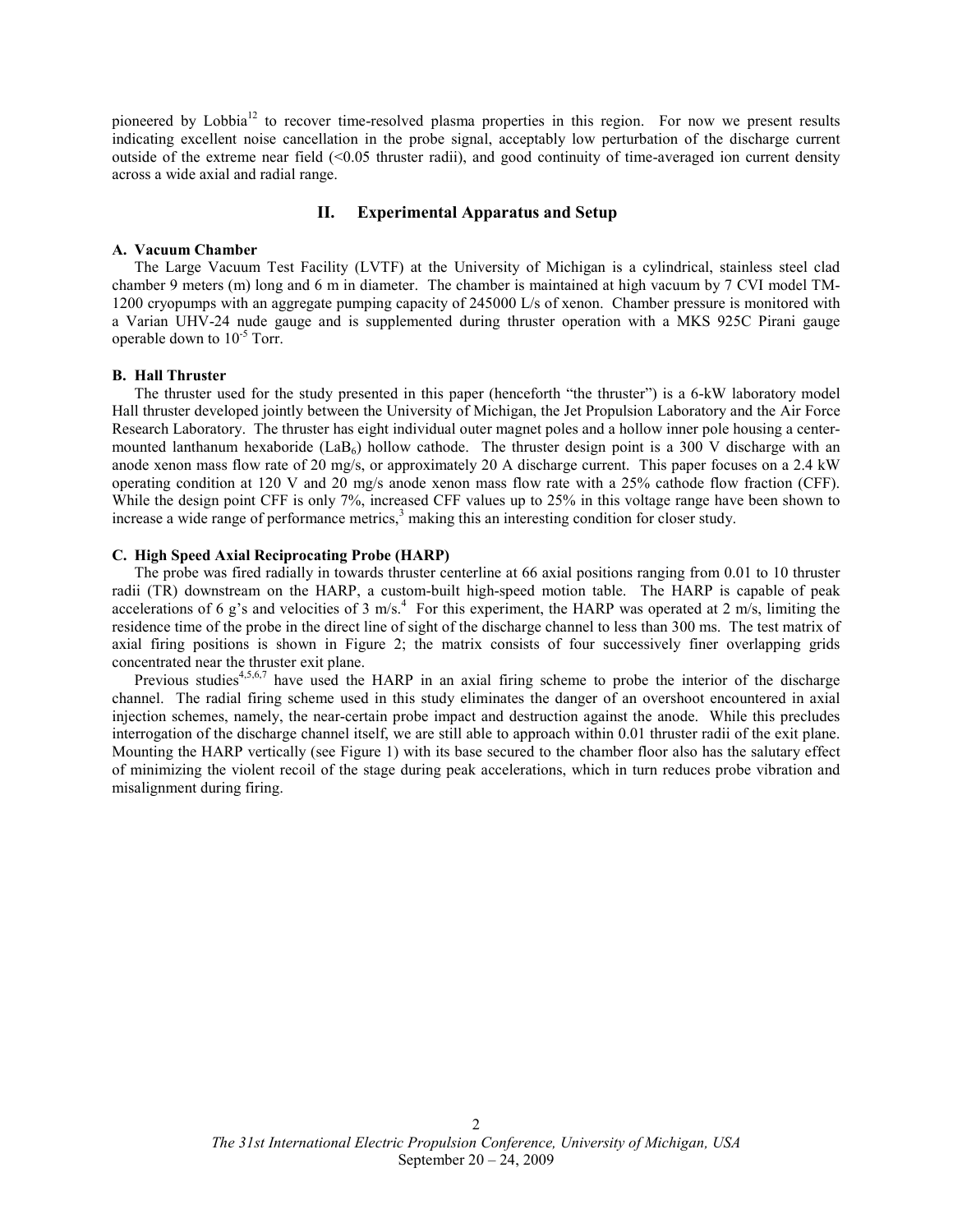pioneered by Lobbia[12] to recover time-resolved plasma properties in this region. For now we present results indicating excellent noise cancellation in the probe signal, acceptably low perturbation of the discharge current outside of the extreme near field (<0.05 thruster radii), and good continuity of time-averaged ion current density across a wide axial and radial range.

## II. Experimental Apparatus and Setup

### A. Vacuum Chamber

The Large Vacuum Test Facility (LVTF) at the University of Michigan is a cylindrical, stainless steel clad chamber 9 meters (m) long and 6 m in diameter. The chamber is maintained at high vacuum by 7 CVI model TM-1200 cryopumps with an aggregate pumping capacity of 245000 L/s of xenon. Chamber pressure is monitored with a Varian UHV-24 nude gauge and is supplemented during thruster operation with a MKS 925C Pirani gauge operable down to $10^{-5}$ Torr.

### B. Hall Thruster

The thruster used for the study presented in this paper (henceforth "the thruster") is a 6-kW laboratory model Hall thruster developed jointly between the University of Michigan, the Jet Propulsion Laboratory and the Air Force Research Laboratory. The thruster has eight individual outer magnet poles and a hollow inner pole housing a center-mounted lanthanum hexaboride ($LaB_6$) hollow cathode. The thruster design point is a 300 V discharge with an anode xenon mass flow rate of 20 mg/s, or approximately 20 A discharge current. This paper focuses on a 2.4 kW operating condition at 120 V and 20 mg/s anode xenon mass flow rate with a 25% cathode flow fraction (CFF). While the design point CFF is only 7%, increased CFF values up to 25% in this voltage range have been shown to increase a wide range of performance metrics,[3] making this an interesting condition for closer study.

### C. High Speed Axial Reciprocating Probe (HARP)

The probe was fired radially in towards thruster centerline at 66 axial positions ranging from 0.01 to 10 thruster radii (TR) downstream on the HARP, a custom-built high-speed motion table. The HARP is capable of peak accelerations of 6 g's and velocities of 3 m/s.[4] For this experiment, the HARP was operated at 2 m/s, limiting the residence time of the probe in the direct line of sight of the discharge channel to less than 300 ms. The test matrix of axial firing positions is shown in Figure 2; the matrix consists of four successively finer overlapping grids concentrated near the thruster exit plane.

Previous studies[4,5,6,7] have used the HARP in an axial firing scheme to probe the interior of the discharge channel. The radial firing scheme used in this study eliminates the danger of an overshoot encountered in axial injection schemes, namely, the near-certain probe impact and destruction against the anode. While this precludes interrogation of the discharge channel itself, we are still able to approach within 0.01 thruster radii of the exit plane. Mounting the HARP vertically (see Figure 1) with its base secured to the chamber floor also has the salutary effect of minimizing the violent recoil of the stage during peak accelerations, which in turn reduces probe vibration and misalignment during firing.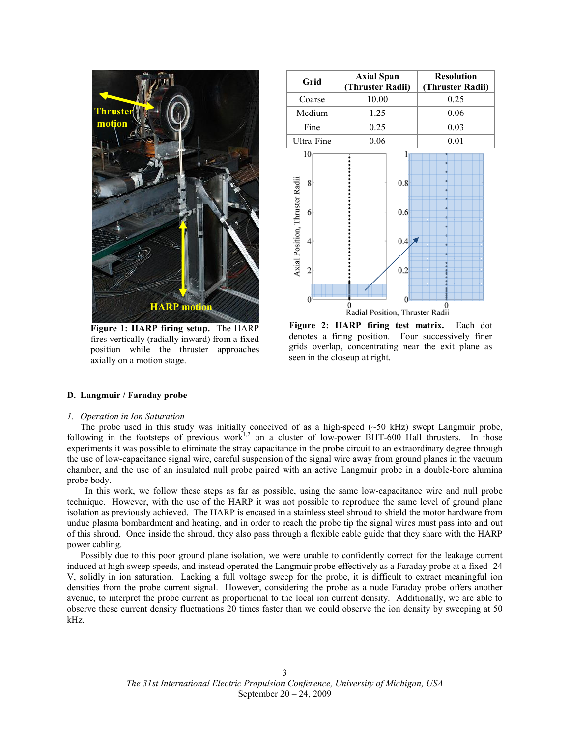| Grid | Axial Span (Thruster Radii) | Resolution (Thruster Radii) |
|---|---|---|
| Coarse | 10.00 | 0.25 |
| Medium | 1.25 | 0.06 |
| Fine | 0.25 | 0.03 |
| Ultra-Fine | 0.06 | 0.01 |

**Figure 1: HARP firing setup.** The HARP fires vertically (radially inward) from a fixed position while the thruster approaches axially on a motion stage.

**Figure 2: HARP firing test matrix.** Each dot denotes a firing position. Four successively finer grids overlap, concentrating near the exit plane as seen in the closeup at right.

### D. Langmuir / Faraday probe

#### *1. Operation in Ion Saturation*

The probe used in this study was initially conceived of as a high-speed (~50 kHz) swept Langmuir probe, following in the footsteps of previous work[1,2] on a cluster of low-power BHT-600 Hall thrusters. In those experiments it was possible to eliminate the stray capacitance in the probe circuit to an extraordinary degree through the use of low-capacitance signal wire, careful suspension of the signal wire away from ground planes in the vacuum chamber, and the use of an insulated null probe paired with an active Langmuir probe in a double-bore alumina probe body.

In this work, we follow these steps as far as possible, using the same low-capacitance wire and null probe technique. However, with the use of the HARP it was not possible to reproduce the same level of ground plane isolation as previously achieved. The HARP is encased in a stainless steel shroud to shield the motor hardware from undue plasma bombardment and heating, and in order to reach the probe tip the signal wires must pass into and out of this shroud. Once inside the shroud, they also pass through a flexible cable guide that they share with the HARP power cabling.

Possibly due to this poor ground plane isolation, we were unable to confidently correct for the leakage current induced at high sweep speeds, and instead operated the Langmuir probe effectively as a Faraday probe at a fixed -24 V, solidly in ion saturation. Lacking a full voltage sweep for the probe, it is difficult to extract meaningful ion densities from the probe current signal. However, considering the probe as a nude Faraday probe offers another avenue, to interpret the probe current as proportional to the local ion current density. Additionally, we are able to observe these current density fluctuations 20 times faster than we could observe the ion density by sweeping at 50 kHz.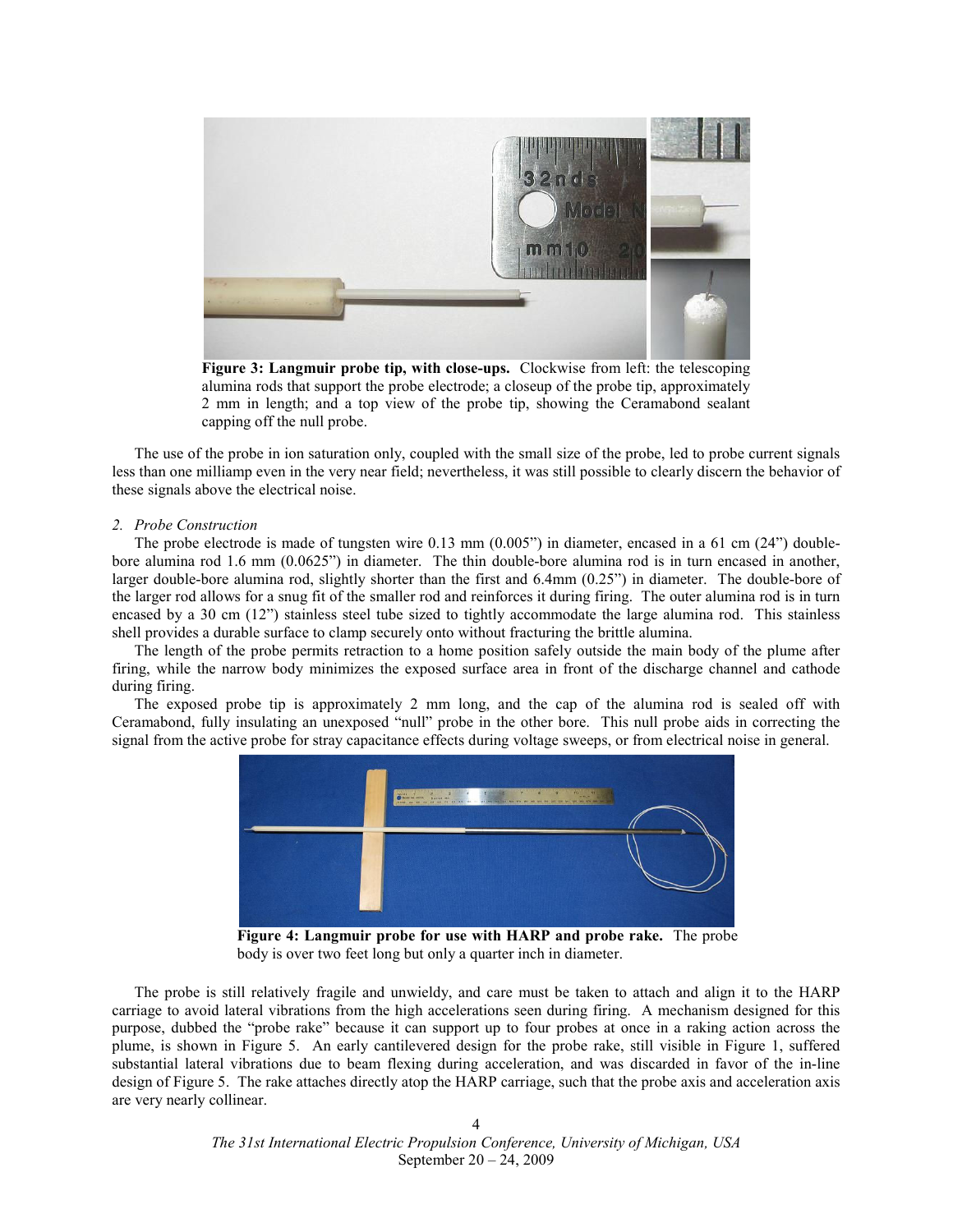**Figure 3: Langmuir probe tip, with close-ups.** Clockwise from left: the telescoping alumina rods that support the probe electrode; a closeup of the probe tip, approximately 2 mm in length; and a top view of the probe tip, showing the Ceramabond sealant capping off the null probe.

The use of the probe in ion saturation only, coupled with the small size of the probe, led to probe current signals less than one milliamp even in the very near field; nevertheless, it was still possible to clearly discern the behavior of these signals above the electrical noise.

*2. Probe Construction*

The probe electrode is made of tungsten wire 0.13 mm (0.005") in diameter, encased in a 61 cm (24") double-bore alumina rod 1.6 mm (0.0625") in diameter. The thin double-bore alumina rod is in turn encased in another, larger double-bore alumina rod, slightly shorter than the first and 6.4mm (0.25") in diameter. The double-bore of the larger rod allows for a snug fit of the smaller rod and reinforces it during firing. The outer alumina rod is in turn encased by a 30 cm (12") stainless steel tube sized to tightly accommodate the large alumina rod. This stainless shell provides a durable surface to clamp securely onto without fracturing the brittle alumina.

The length of the probe permits retraction to a home position safely outside the main body of the plume after firing, while the narrow body minimizes the exposed surface area in front of the discharge channel and cathode during firing.

The exposed probe tip is approximately 2 mm long, and the cap of the alumina rod is sealed off with Ceramabond, fully insulating an unexposed "null" probe in the other bore. This null probe aids in correcting the signal from the active probe for stray capacitance effects during voltage sweeps, or from electrical noise in general.

**Figure 4: Langmuir probe for use with HARP and probe rake.** The probe body is over two feet long but only a quarter inch in diameter.

The probe is still relatively fragile and unwieldy, and care must be taken to attach and align it to the HARP carriage to avoid lateral vibrations from the high accelerations seen during firing. A mechanism designed for this purpose, dubbed the "probe rake" because it can support up to four probes at once in a raking action across the plume, is shown in Figure 5. An early cantilevered design for the probe rake, still visible in Figure 1, suffered substantial lateral vibrations due to beam flexing during acceleration, and was discarded in favor of the in-line design of Figure 5. The rake attaches directly atop the HARP carriage, such that the probe axis and acceleration axis are very nearly collinear.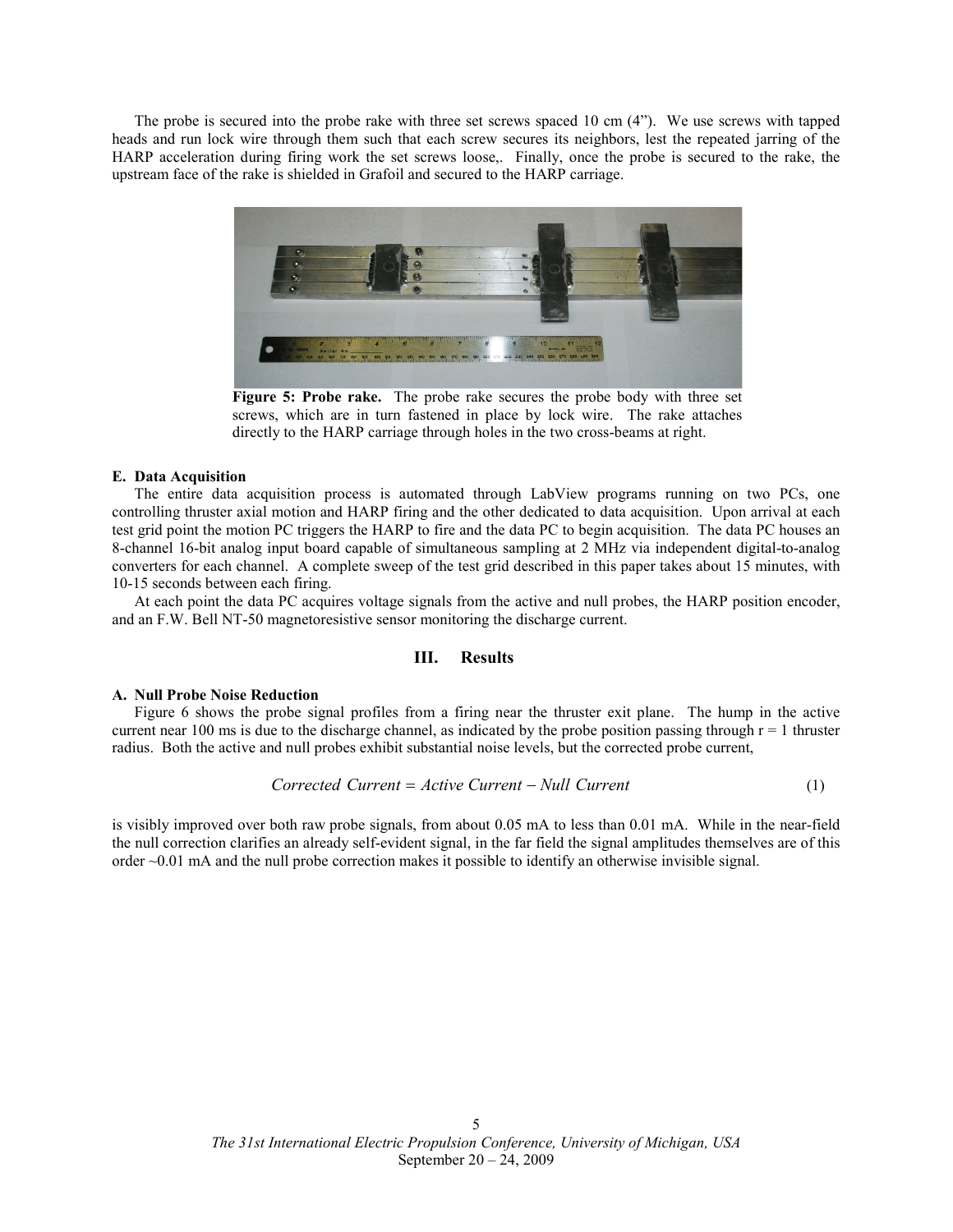The probe is secured into the probe rake with three set screws spaced 10 cm (4"). We use screws with tapped heads and run lock wire through them such that each screw secures its neighbors, lest the repeated jarring of the HARP acceleration during firing work the set screws loose,. Finally, once the probe is secured to the rake, the upstream face of the rake is shielded in Grafoil and secured to the HARP carriage.

**Figure 5: Probe rake.** The probe rake secures the probe body with three set screws, which are in turn fastened in place by lock wire. The rake attaches directly to the HARP carriage through holes in the two cross-beams at right.

#### E. Data Acquisition

The entire data acquisition process is automated through LabView programs running on two PCs, one controlling thruster axial motion and HARP firing and the other dedicated to data acquisition. Upon arrival at each test grid point the motion PC triggers the HARP to fire and the data PC to begin acquisition. The data PC houses an 8-channel 16-bit analog input board capable of simultaneous sampling at 2 MHz via independent digital-to-analog converters for each channel. A complete sweep of the test grid described in this paper takes about 15 minutes, with 10-15 seconds between each firing.

At each point the data PC acquires voltage signals from the active and null probes, the HARP position encoder, and an F.W. Bell NT-50 magnetoresistive sensor monitoring the discharge current.

## III. Results

#### A. Null Probe Noise Reduction

Figure 6 shows the probe signal profiles from a firing near the thruster exit plane. The hump in the active current near 100 ms is due to the discharge channel, as indicated by the probe position passing through r = 1 thruster radius. Both the active and null probes exhibit substantial noise levels, but the corrected probe current,

$$Corrected\ Current = Active\ Current - Null\ Current \tag{1}$$

is visibly improved over both raw probe signals, from about 0.05 mA to less than 0.01 mA. While in the near-field the null correction clarifies an already self-evident signal, in the far field the signal amplitudes themselves are of this order ~0.01 mA and the null probe correction makes it possible to identify an otherwise invisible signal.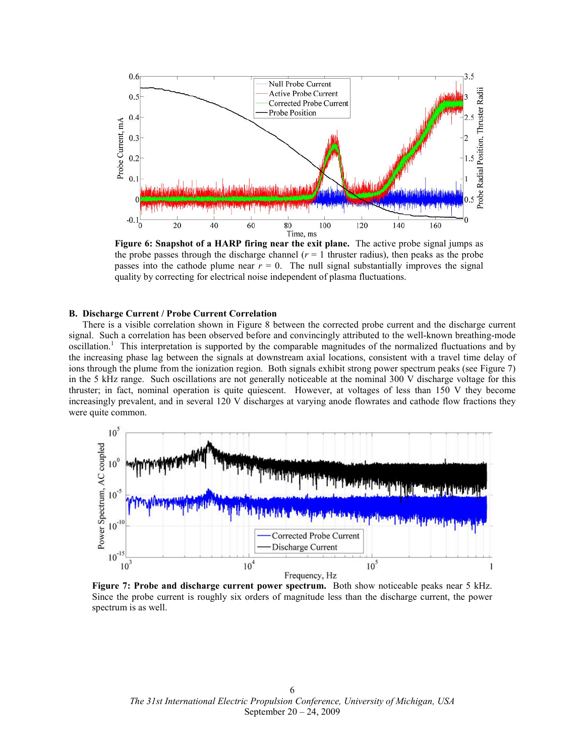**Figure 6: Snapshot of a HARP firing near the exit plane.** The active probe signal jumps as the probe passes through the discharge channel ($r$ = 1 thruster radius), then peaks as the probe passes into the cathode plume near $r$ = 0. The null signal substantially improves the signal quality by correcting for electrical noise independent of plasma fluctuations.

### B. Discharge Current / Probe Current Correlation

There is a visible correlation shown in Figure 8 between the corrected probe current and the discharge current signal. Such a correlation has been observed before and convincingly attributed to the well-known breathing-mode oscillation.[1] This interpretation is supported by the comparable magnitudes of the normalized fluctuations and by the increasing phase lag between the signals at downstream axial locations, consistent with a travel time delay of ions through the plume from the ionization region. Both signals exhibit strong power spectrum peaks (see Figure 7) in the 5 kHz range. Such oscillations are not generally noticeable at the nominal 300 V discharge voltage for this thruster; in fact, nominal operation is quite quiescent. However, at voltages of less than 150 V they become increasingly prevalent, and in several 120 V discharges at varying anode flowrates and cathode flow fractions they were quite common.

**Figure 7: Probe and discharge current power spectrum.** Both show noticeable peaks near 5 kHz. Since the probe current is roughly six orders of magnitude less than the discharge current, the power spectrum is as well.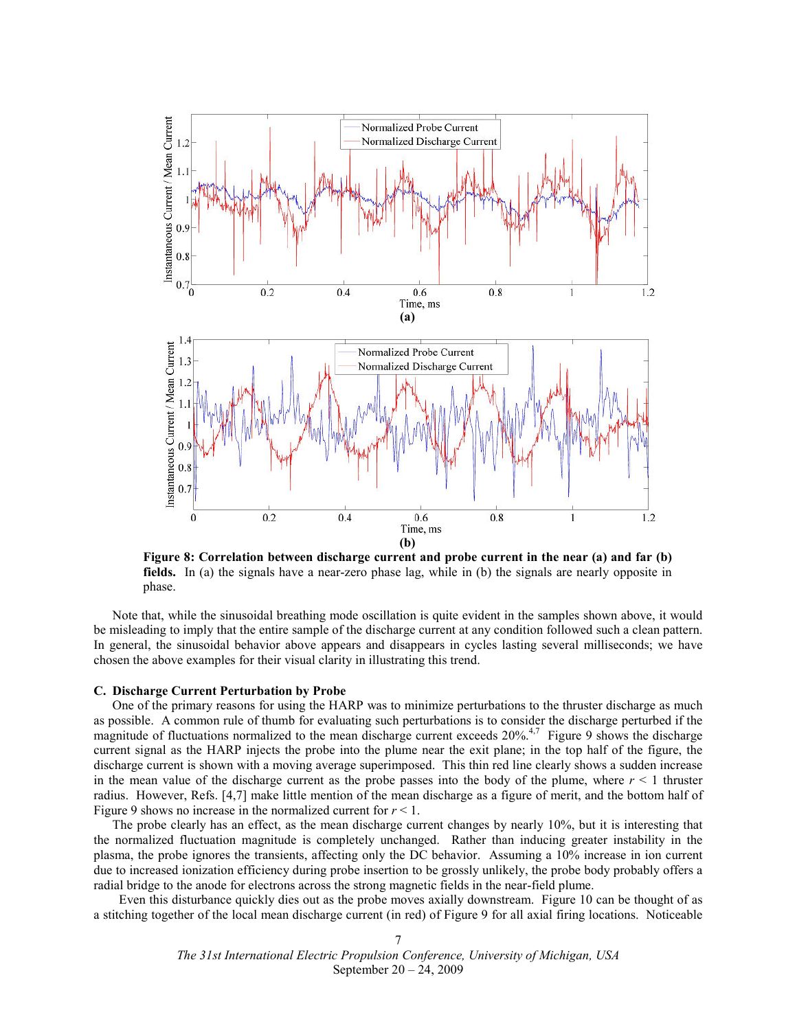**Figure 8: Correlation between discharge current and probe current in the near (a) and far (b) fields.** In (a) the signals have a near-zero phase lag, while in (b) the signals are nearly opposite in phase.

Note that, while the sinusoidal breathing mode oscillation is quite evident in the samples shown above, it would be misleading to imply that the entire sample of the discharge current at any condition followed such a clean pattern. In general, the sinusoidal behavior above appears and disappears in cycles lasting several milliseconds; we have chosen the above examples for their visual clarity in illustrating this trend.

### C. Discharge Current Perturbation by Probe

One of the primary reasons for using the HARP was to minimize perturbations to the thruster discharge as much as possible. A common rule of thumb for evaluating such perturbations is to consider the discharge perturbed if the magnitude of fluctuations normalized to the mean discharge current exceeds 20%.[4,7] Figure 9 shows the discharge current signal as the HARP injects the probe into the plume near the exit plane; in the top half of the figure, the discharge current is shown with a moving average superimposed. This thin red line clearly shows a sudden increase in the mean value of the discharge current as the probe passes into the body of the plume, where $r < 1$ thruster radius. However, Refs. [4,7] make little mention of the mean discharge as a figure of merit, and the bottom half of Figure 9 shows no increase in the normalized current for $r < 1$.

The probe clearly has an effect, as the mean discharge current changes by nearly 10%, but it is interesting that the normalized fluctuation magnitude is completely unchanged. Rather than inducing greater instability in the plasma, the probe ignores the transients, affecting only the DC behavior. Assuming a 10% increase in ion current due to increased ionization efficiency during probe insertion to be grossly unlikely, the probe body probably offers a radial bridge to the anode for electrons across the strong magnetic fields in the near-field plume.

Even this disturbance quickly dies out as the probe moves axially downstream. Figure 10 can be thought of as a stitching together of the local mean discharge current (in red) of Figure 9 for all axial firing locations. Noticeable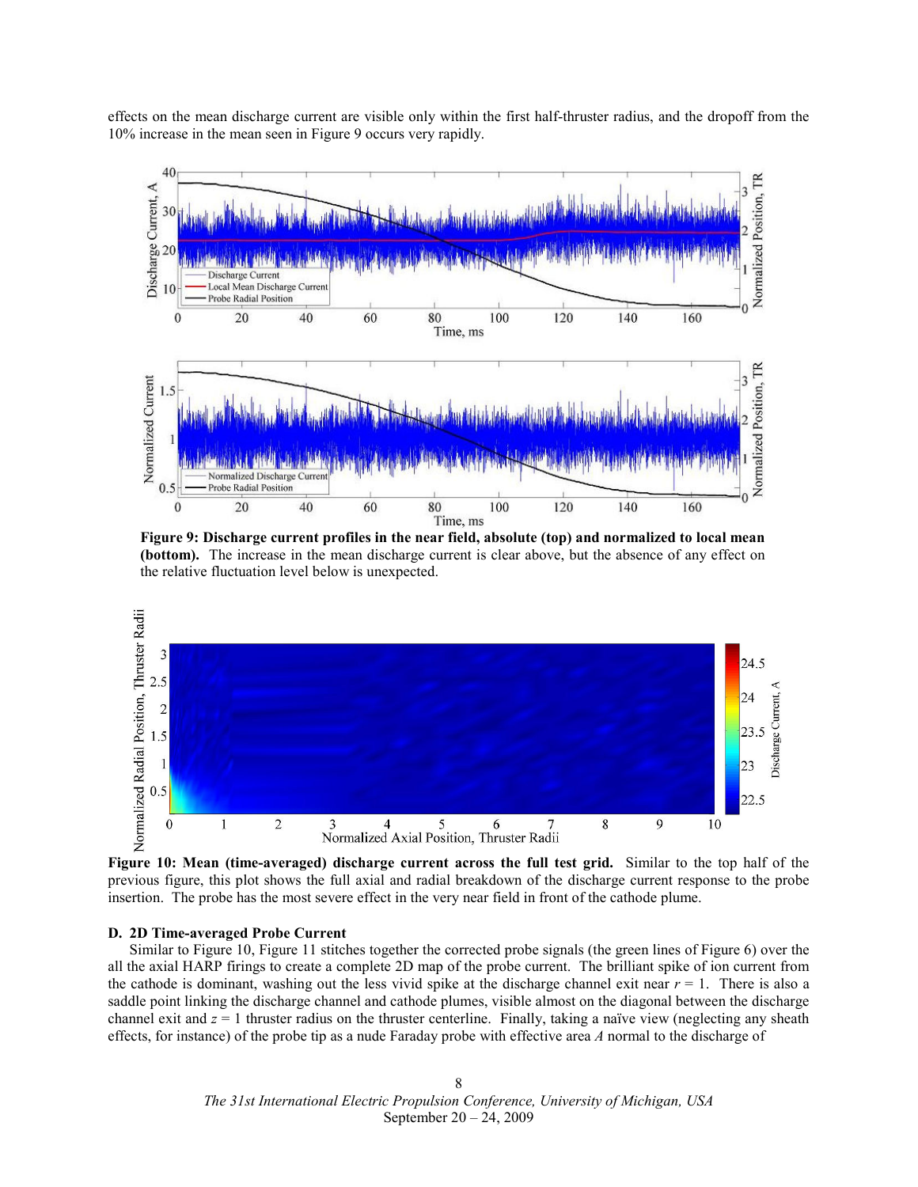effects on the mean discharge current are visible only within the first half-thruster radius, and the dropoff from the 10% increase in the mean seen in Figure 9 occurs very rapidly.

**Figure 9: Discharge current profiles in the near field, absolute (top) and normalized to local mean (bottom).** The increase in the mean discharge current is clear above, but the absence of any effect on the relative fluctuation level below is unexpected.

**Figure 10: Mean (time-averaged) discharge current across the full test grid.** Similar to the top half of the previous figure, this plot shows the full axial and radial breakdown of the discharge current response to the probe insertion. The probe has the most severe effect in the very near field in front of the cathode plume.

### D. 2D Time-averaged Probe Current

Similar to Figure 10, Figure 11 stitches together the corrected probe signals (the green lines of Figure 6) over the all the axial HARP firings to create a complete 2D map of the probe current. The brilliant spike of ion current from the cathode is dominant, washing out the less vivid spike at the discharge channel exit near $r = 1$. There is also a saddle point linking the discharge channel and cathode plumes, visible almost on the diagonal between the discharge channel exit and $z = 1$ thruster radius on the thruster centerline. Finally, taking a naïve view (neglecting any sheath effects, for instance) of the probe tip as a nude Faraday probe with effective area $A$ normal to the discharge of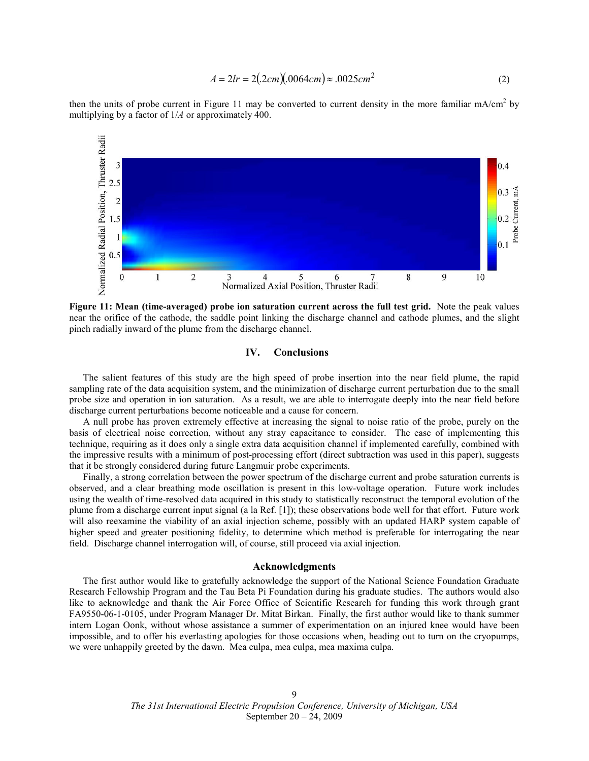$$A = 2lr = 2(.2cm)(.0064cm) \approx .0025cm^2 \tag{2}$$

then the units of probe current in Figure 11 may be converted to current density in the more familiar mA/cm$^2$ by multiplying by a factor of $1/A$ or approximately 400.

**Figure 11: Mean (time-averaged) probe ion saturation current across the full test grid.** Note the peak values near the orifice of the cathode, the saddle point linking the discharge channel and cathode plumes, and the slight pinch radially inward of the plume from the discharge channel.

## IV. Conclusions

The salient features of this study are the high speed of probe insertion into the near field plume, the rapid sampling rate of the data acquisition system, and the minimization of discharge current perturbation due to the small probe size and operation in ion saturation. As a result, we are able to interrogate deeply into the near field before discharge current perturbations become noticeable and a cause for concern.

A null probe has proven extremely effective at increasing the signal to noise ratio of the probe, purely on the basis of electrical noise correction, without any stray capacitance to consider. The ease of implementing this technique, requiring as it does only a single extra data acquisition channel if implemented carefully, combined with the impressive results with a minimum of post-processing effort (direct subtraction was used in this paper), suggests that it be strongly considered during future Langmuir probe experiments.

Finally, a strong correlation between the power spectrum of the discharge current and probe saturation currents is observed, and a clear breathing mode oscillation is present in this low-voltage operation. Future work includes using the wealth of time-resolved data acquired in this study to statistically reconstruct the temporal evolution of the plume from a discharge current input signal (a la Ref. [1]); these observations bode well for that effort. Future work will also reexamine the viability of an axial injection scheme, possibly with an updated HARP system capable of higher speed and greater positioning fidelity, to determine which method is preferable for interrogating the near field. Discharge channel interrogation will, of course, still proceed via axial injection.

### Acknowledgments

The first author would like to gratefully acknowledge the support of the National Science Foundation Graduate Research Fellowship Program and the Tau Beta Pi Foundation during his graduate studies. The authors would also like to acknowledge and thank the Air Force Office of Scientific Research for funding this work through grant FA9550-06-1-0105, under Program Manager Dr. Mitat Birkan. Finally, the first author would like to thank summer intern Logan Oonk, without whose assistance a summer of experimentation on an injured knee would have been impossible, and to offer his everlasting apologies for those occasions when, heading out to turn on the cryopumps, we were unhappily greeted by the dawn. Mea culpa, mea culpa, mea maxima culpa.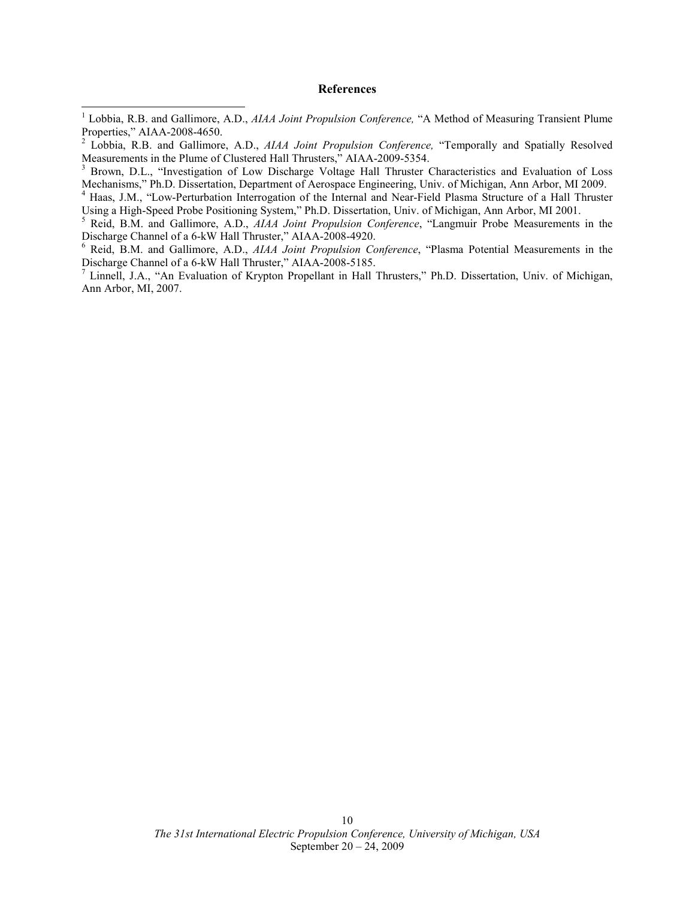## References

[1] Lobbia, R.B. and Gallimore, A.D., *AIAA Joint Propulsion Conference,* "A Method of Measuring Transient Plume Properties," AIAA-2008-4650.

[2] Lobbia, R.B. and Gallimore, A.D., *AIAA Joint Propulsion Conference,* "Temporally and Spatially Resolved Measurements in the Plume of Clustered Hall Thrusters," AIAA-2009-5354.

[3] Brown, D.L., "Investigation of Low Discharge Voltage Hall Thruster Characteristics and Evaluation of Loss Mechanisms," Ph.D. Dissertation, Department of Aerospace Engineering, Univ. of Michigan, Ann Arbor, MI 2009.

[4] Haas, J.M., "Low-Perturbation Interrogation of the Internal and Near-Field Plasma Structure of a Hall Thruster Using a High-Speed Probe Positioning System," Ph.D. Dissertation, Univ. of Michigan, Ann Arbor, MI 2001.

[5] Reid, B.M. and Gallimore, A.D., *AIAA Joint Propulsion Conference*, "Langmuir Probe Measurements in the Discharge Channel of a 6-kW Hall Thruster," AIAA-2008-4920.

[6] Reid, B.M. and Gallimore, A.D., *AIAA Joint Propulsion Conference*, "Plasma Potential Measurements in the Discharge Channel of a 6-kW Hall Thruster," AIAA-2008-5185.

[7] Linnell, J.A., "An Evaluation of Krypton Propellant in Hall Thrusters," Ph.D. Dissertation, Univ. of Michigan, Ann Arbor, MI, 2007.